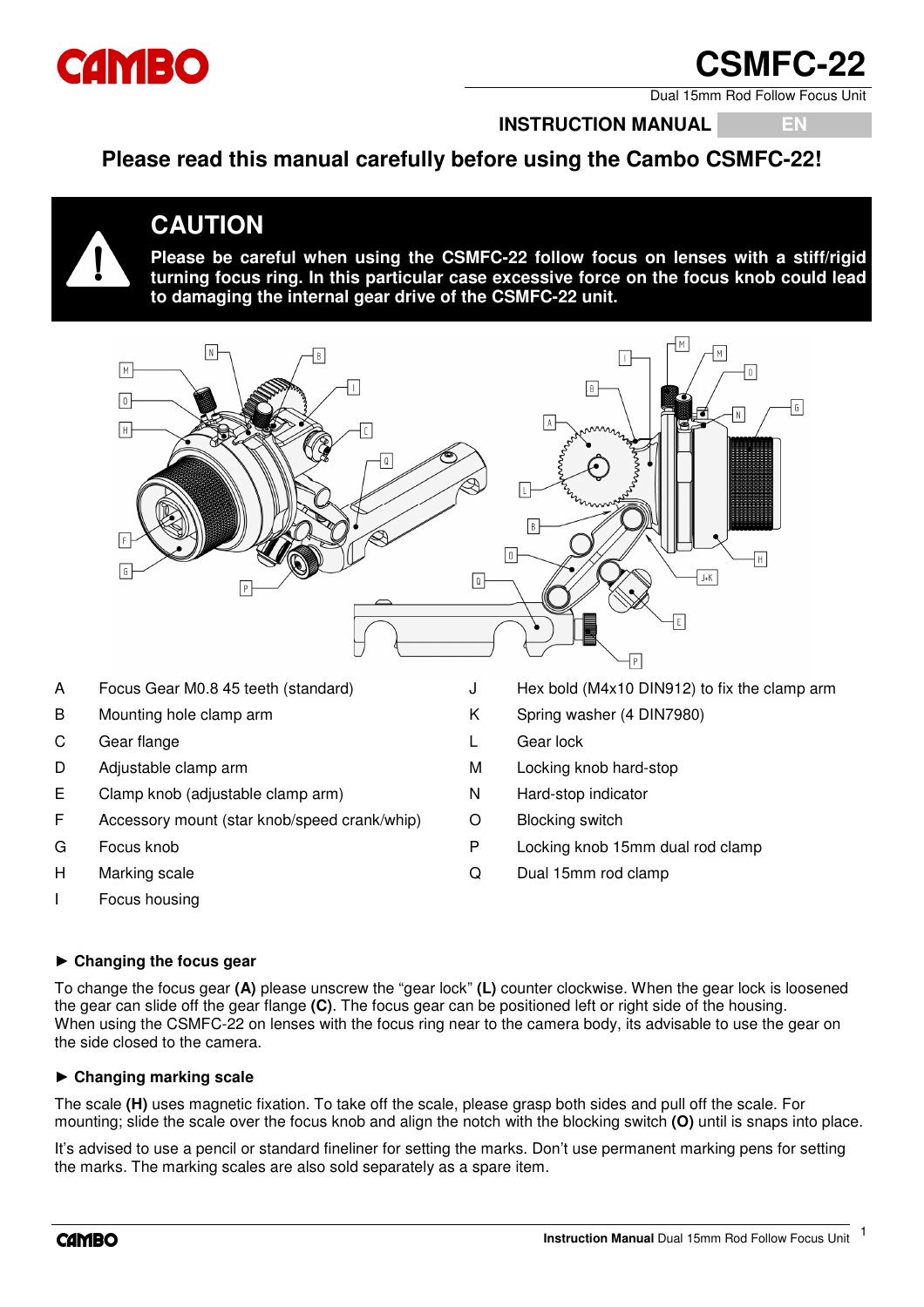# CAMBO

# CSMFC-22

Dual 15mm Rod Follow Focus Unit

**INSTRUCTION MANUAL** EN

## Please read this manual carefully before using the Cambo CSMFC-22!

### CAUTION

**Please be careful when using the CSMFC-22 follow focus on lenses with a stiff/rigid turning focus ring. In this particular case excessive force on the focus knob could lead to damaging the internal gear drive of the CSMFC-22 unit.**

| | | | |
|---|---|---|---|
| A | Focus Gear M0.8 45 teeth (standard) | J | Hex bold (M4x10 DIN912) to fix the clamp arm |
| B | Mounting hole clamp arm | K | Spring washer (4 DIN7980) |
| C | Gear flange | L | Gear lock |
| D | Adjustable clamp arm | M | Locking knob hard-stop |
| E | Clamp knob (adjustable clamp arm) | N | Hard-stop indicator |
| F | Accessory mount (star knob/speed crank/whip) | O | Blocking switch |
| G | Focus knob | P | Locking knob 15mm dual rod clamp |
| H | Marking scale | Q | Dual 15mm rod clamp |
| I | Focus housing | | |

### ► Changing the focus gear

To change the focus gear **(A)** please unscrew the "gear lock" **(L)** counter clockwise. When the gear lock is loosened the gear can slide off the gear flange **(C)**. The focus gear can be positioned left or right side of the housing.
When using the CSMFC-22 on lenses with the focus ring near to the camera body, its advisable to use the gear on the side closed to the camera.

### ► Changing marking scale

The scale **(H)** uses magnetic fixation. To take off the scale, please grasp both sides and pull off the scale. For mounting; slide the scale over the focus knob and align the notch with the blocking switch **(O)** until is snaps into place.

It's advised to use a pencil or standard fineliner for setting the marks. Don't use permanent marking pens for setting the marks. The marking scales are also sold separately as a spare item.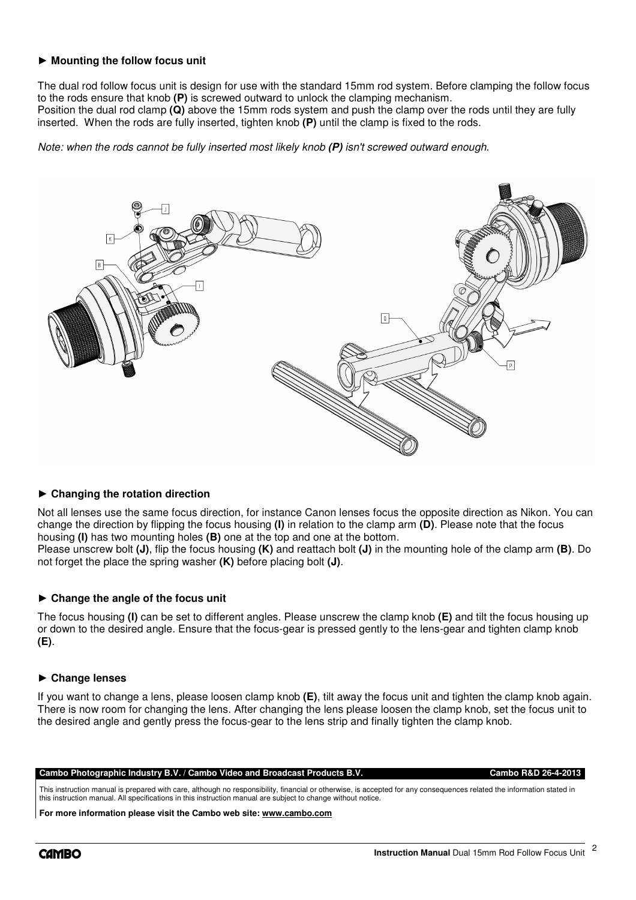### ► Mounting the follow focus unit

The dual rod follow focus unit is design for use with the standard 15mm rod system. Before clamping the follow focus to the rods ensure that knob **(P)** is screwed outward to unlock the clamping mechanism.
Position the dual rod clamp **(Q)** above the 15mm rods system and push the clamp over the rods until they are fully inserted. When the rods are fully inserted, tighten knob **(P)** until the clamp is fixed to the rods.

*Note: when the rods cannot be fully inserted most likely knob **(P)** isn't screwed outward enough.*

J
K
B
I
Q
P

### ► Changing the rotation direction

Not all lenses use the same focus direction, for instance Canon lenses focus the opposite direction as Nikon. You can change the direction by flipping the focus housing **(I)** in relation to the clamp arm **(D)**. Please note that the focus housing **(I)** has two mounting holes **(B)** one at the top and one at the bottom.
Please unscrew bolt **(J)**, flip the focus housing **(K)** and reattach bolt **(J)** in the mounting hole of the clamp arm **(B)**. Do not forget the place the spring washer **(K)** before placing bolt **(J)**.

### ► Change the angle of the focus unit

The focus housing **(I)** can be set to different angles. Please unscrew the clamp knob **(E)** and tilt the focus housing up or down to the desired angle. Ensure that the focus-gear is pressed gently to the lens-gear and tighten clamp knob **(E)**.

### ► Change lenses

If you want to change a lens, please loosen clamp knob **(E)**, tilt away the focus unit and tighten the clamp knob again. There is now room for changing the lens. After changing the lens please loosen the clamp knob, set the focus unit to the desired angle and gently press the focus-gear to the lens strip and finally tighten the clamp knob.

**Cambo Photographic Industry B.V. / Cambo Video and Broadcast Products B.V.** **Cambo R&D 26-4-2013**

This instruction manual is prepared with care, although no responsibility, financial or otherwise, is accepted for any consequences related the information stated in this instruction manual. All specifications in this instruction manual are subject to change without notice.

**For more information please visit the Cambo web site: www.cambo.com**